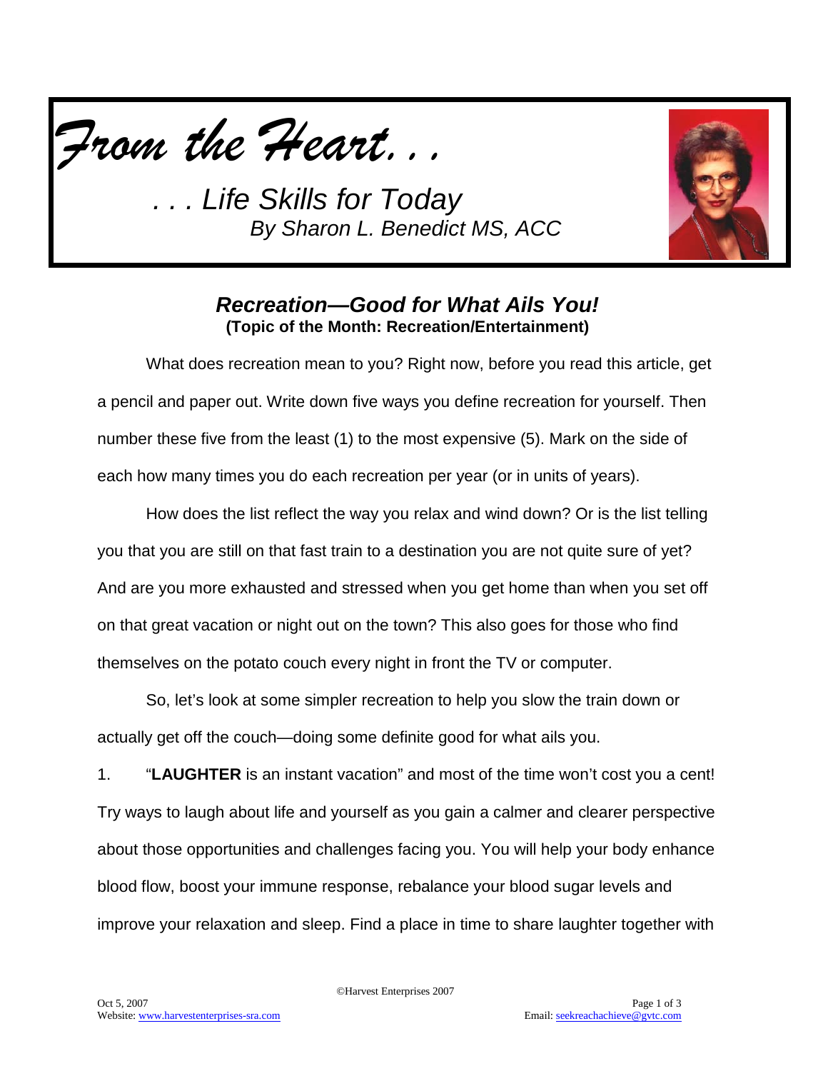*From the Heart. . .*

*. . . Life Skills for Today*
*By Sharon L. Benedict MS, ACC*

## *Recreation—Good for What Ails You!*

**(Topic of the Month: Recreation/Entertainment)**

What does recreation mean to you? Right now, before you read this article, get a pencil and paper out. Write down five ways you define recreation for yourself. Then number these five from the least (1) to the most expensive (5). Mark on the side of each how many times you do each recreation per year (or in units of years).

How does the list reflect the way you relax and wind down? Or is the list telling you that you are still on that fast train to a destination you are not quite sure of yet? And are you more exhausted and stressed when you get home than when you set off on that great vacation or night out on the town? This also goes for those who find themselves on the potato couch every night in front the TV or computer.

So, let's look at some simpler recreation to help you slow the train down or actually get off the couch—doing some definite good for what ails you.

1. "**LAUGHTER** is an instant vacation" and most of the time won't cost you a cent! Try ways to laugh about life and yourself as you gain a calmer and clearer perspective about those opportunities and challenges facing you. You will help your body enhance blood flow, boost your immune response, rebalance your blood sugar levels and improve your relaxation and sleep. Find a place in time to share laughter together with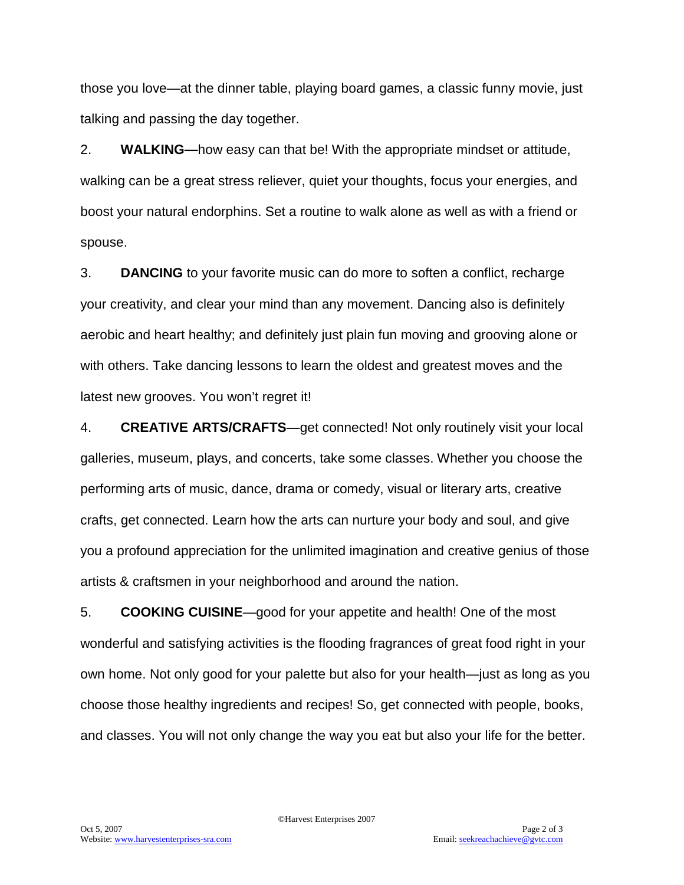those you love—at the dinner table, playing board games, a classic funny movie, just talking and passing the day together.

2. **WALKING—**how easy can that be! With the appropriate mindset or attitude, walking can be a great stress reliever, quiet your thoughts, focus your energies, and boost your natural endorphins. Set a routine to walk alone as well as with a friend or spouse.

3. **DANCING** to your favorite music can do more to soften a conflict, recharge your creativity, and clear your mind than any movement. Dancing also is definitely aerobic and heart healthy; and definitely just plain fun moving and grooving alone or with others. Take dancing lessons to learn the oldest and greatest moves and the latest new grooves. You won't regret it!

4. **CREATIVE ARTS/CRAFTS**—get connected! Not only routinely visit your local galleries, museum, plays, and concerts, take some classes. Whether you choose the performing arts of music, dance, drama or comedy, visual or literary arts, creative crafts, get connected. Learn how the arts can nurture your body and soul, and give you a profound appreciation for the unlimited imagination and creative genius of those artists & craftsmen in your neighborhood and around the nation.

5. **COOKING CUISINE**—good for your appetite and health! One of the most wonderful and satisfying activities is the flooding fragrances of great food right in your own home. Not only good for your palette but also for your health—just as long as you choose those healthy ingredients and recipes! So, get connected with people, books, and classes. You will not only change the way you eat but also your life for the better.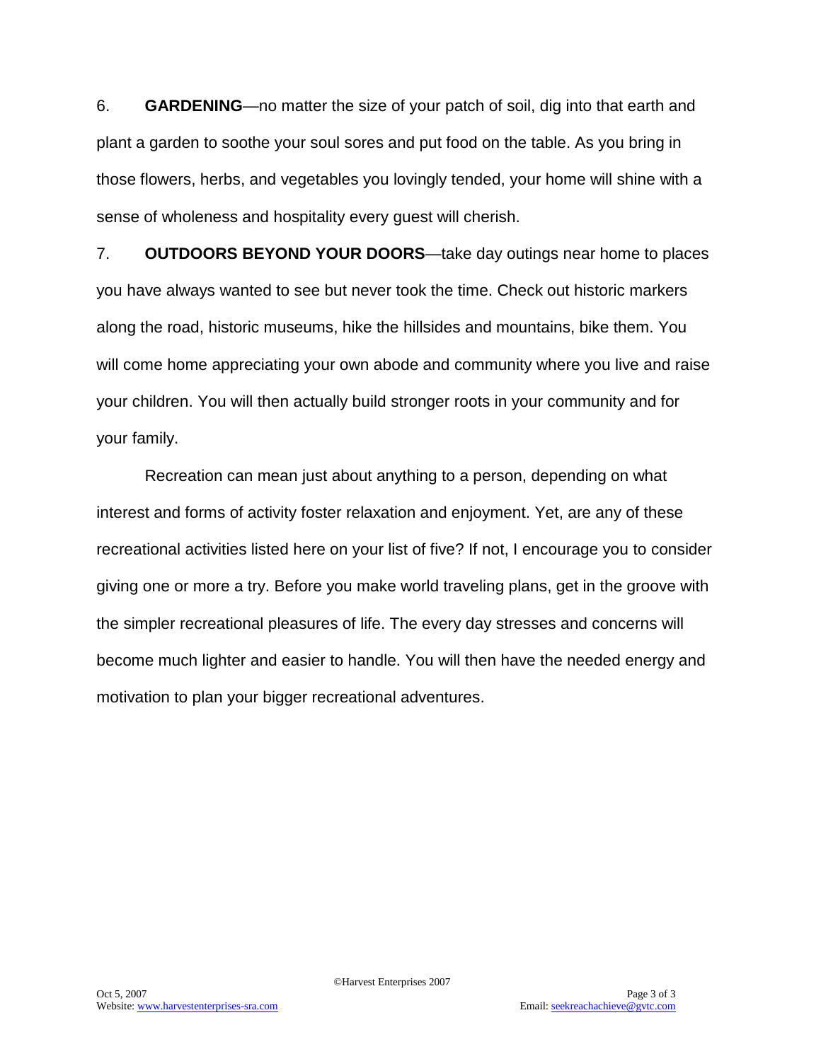6. **GARDENING**—no matter the size of your patch of soil, dig into that earth and plant a garden to soothe your soul sores and put food on the table. As you bring in those flowers, herbs, and vegetables you lovingly tended, your home will shine with a sense of wholeness and hospitality every guest will cherish.

7. **OUTDOORS BEYOND YOUR DOORS**—take day outings near home to places you have always wanted to see but never took the time. Check out historic markers along the road, historic museums, hike the hillsides and mountains, bike them. You will come home appreciating your own abode and community where you live and raise your children. You will then actually build stronger roots in your community and for your family.

Recreation can mean just about anything to a person, depending on what interest and forms of activity foster relaxation and enjoyment. Yet, are any of these recreational activities listed here on your list of five? If not, I encourage you to consider giving one or more a try. Before you make world traveling plans, get in the groove with the simpler recreational pleasures of life. The every day stresses and concerns will become much lighter and easier to handle. You will then have the needed energy and motivation to plan your bigger recreational adventures.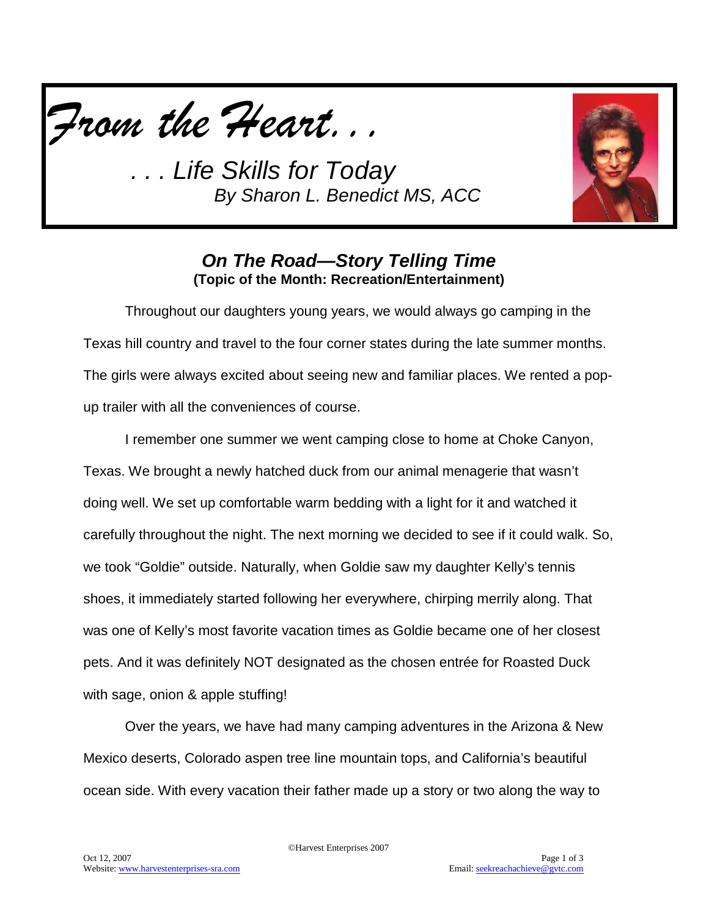# *From the Heart. . .*

## *. . . Life Skills for Today*

*By Sharon L. Benedict MS, ACC*

### ***On The Road—Story Telling Time***

**(Topic of the Month: Recreation/Entertainment)**

Throughout our daughters young years, we would always go camping in the Texas hill country and travel to the four corner states during the late summer months. The girls were always excited about seeing new and familiar places. We rented a pop-up trailer with all the conveniences of course.

I remember one summer we went camping close to home at Choke Canyon, Texas. We brought a newly hatched duck from our animal menagerie that wasn't doing well. We set up comfortable warm bedding with a light for it and watched it carefully throughout the night. The next morning we decided to see if it could walk. So, we took "Goldie" outside. Naturally, when Goldie saw my daughter Kelly's tennis shoes, it immediately started following her everywhere, chirping merrily along. That was one of Kelly's most favorite vacation times as Goldie became one of her closest pets. And it was definitely NOT designated as the chosen entrée for Roasted Duck with sage, onion & apple stuffing!

Over the years, we have had many camping adventures in the Arizona & New Mexico deserts, Colorado aspen tree line mountain tops, and California's beautiful ocean side. With every vacation their father made up a story or two along the way to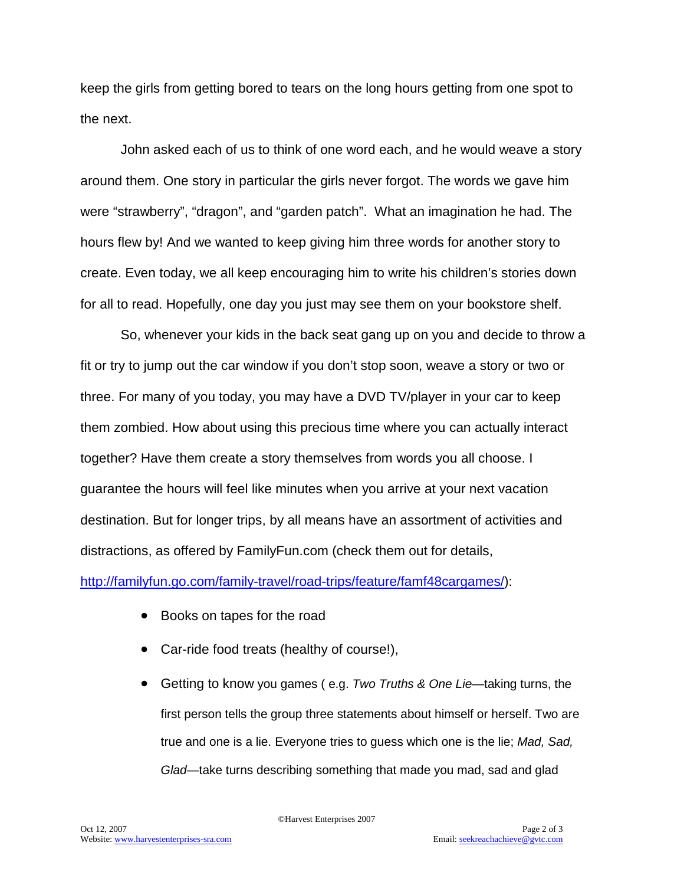keep the girls from getting bored to tears on the long hours getting from one spot to the next.

John asked each of us to think of one word each, and he would weave a story around them. One story in particular the girls never forgot. The words we gave him were "strawberry", "dragon", and "garden patch". What an imagination he had. The hours flew by! And we wanted to keep giving him three words for another story to create. Even today, we all keep encouraging him to write his children's stories down for all to read. Hopefully, one day you just may see them on your bookstore shelf.

So, whenever your kids in the back seat gang up on you and decide to throw a fit or try to jump out the car window if you don't stop soon, weave a story or two or three. For many of you today, you may have a DVD TV/player in your car to keep them zombied. How about using this precious time where you can actually interact together? Have them create a story themselves from words you all choose. I guarantee the hours will feel like minutes when you arrive at your next vacation destination. But for longer trips, by all means have an assortment of activities and distractions, as offered by FamilyFun.com (check them out for details, [http://familyfun.go.com/family-travel/road-trips/feature/famf48cargames/](http://familyfun.go.com/family-travel/road-trips/feature/famf48cargames/)):

- Books on tapes for the road
- Car-ride food treats (healthy of course!),
- Getting to know you games ( e.g. *Two Truths & One Lie*—taking turns, the first person tells the group three statements about himself or herself. Two are true and one is a lie. Everyone tries to guess which one is the lie; *Mad, Sad, Glad*—take turns describing something that made you mad, sad and glad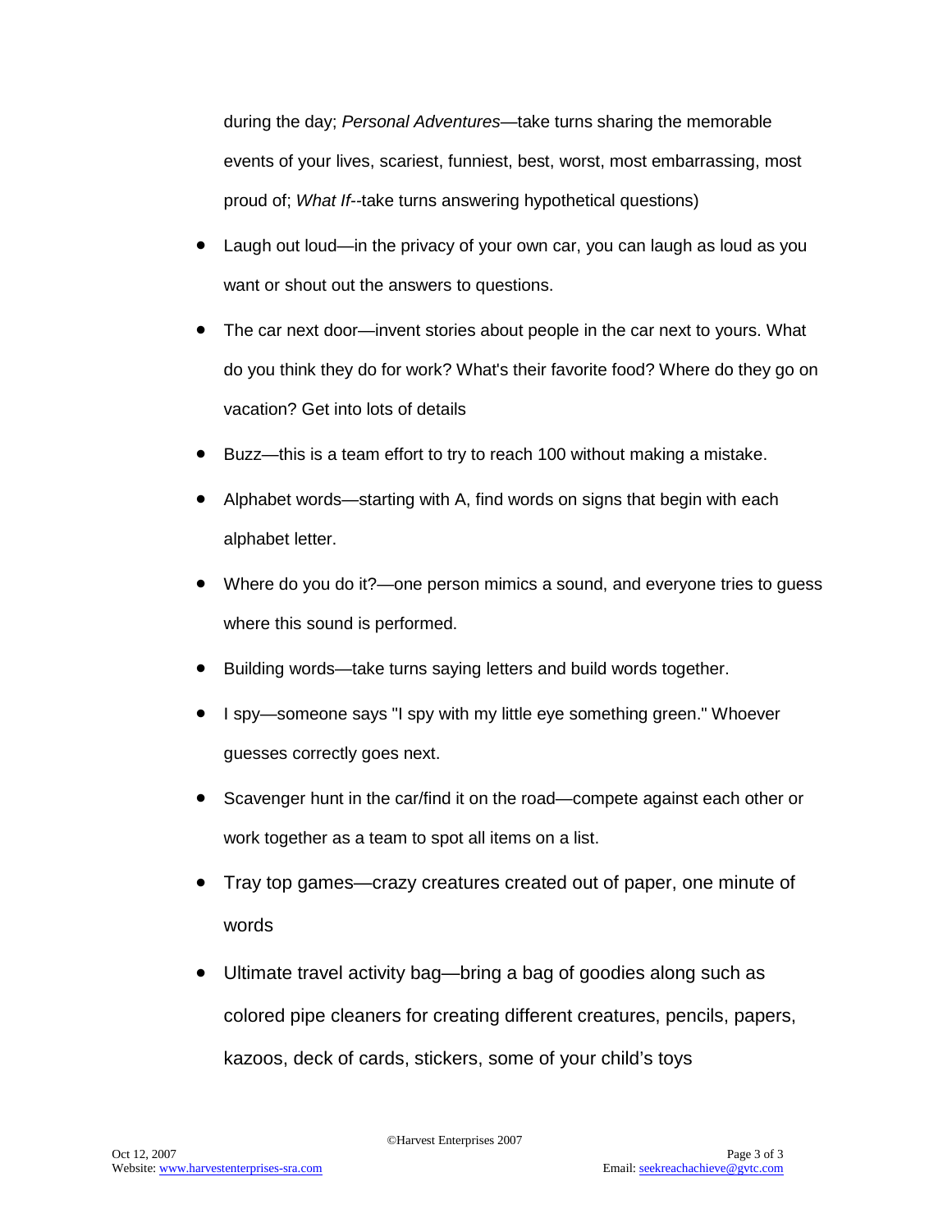during the day; *Personal Adventures*—take turns sharing the memorable events of your lives, scariest, funniest, best, worst, most embarrassing, most proud of; *What If*--take turns answering hypothetical questions)

- Laugh out loud—in the privacy of your own car, you can laugh as loud as you want or shout out the answers to questions.
- The car next door—invent stories about people in the car next to yours. What do you think they do for work? What's their favorite food? Where do they go on vacation? Get into lots of details
- Buzz—this is a team effort to try to reach 100 without making a mistake.
- Alphabet words—starting with A, find words on signs that begin with each alphabet letter.
- Where do you do it?—one person mimics a sound, and everyone tries to guess where this sound is performed.
- Building words—take turns saying letters and build words together.
- I spy—someone says "I spy with my little eye something green." Whoever guesses correctly goes next.
- Scavenger hunt in the car/find it on the road—compete against each other or work together as a team to spot all items on a list.
- Tray top games—crazy creatures created out of paper, one minute of words
- Ultimate travel activity bag—bring a bag of goodies along such as colored pipe cleaners for creating different creatures, pencils, papers, kazoos, deck of cards, stickers, some of your child's toys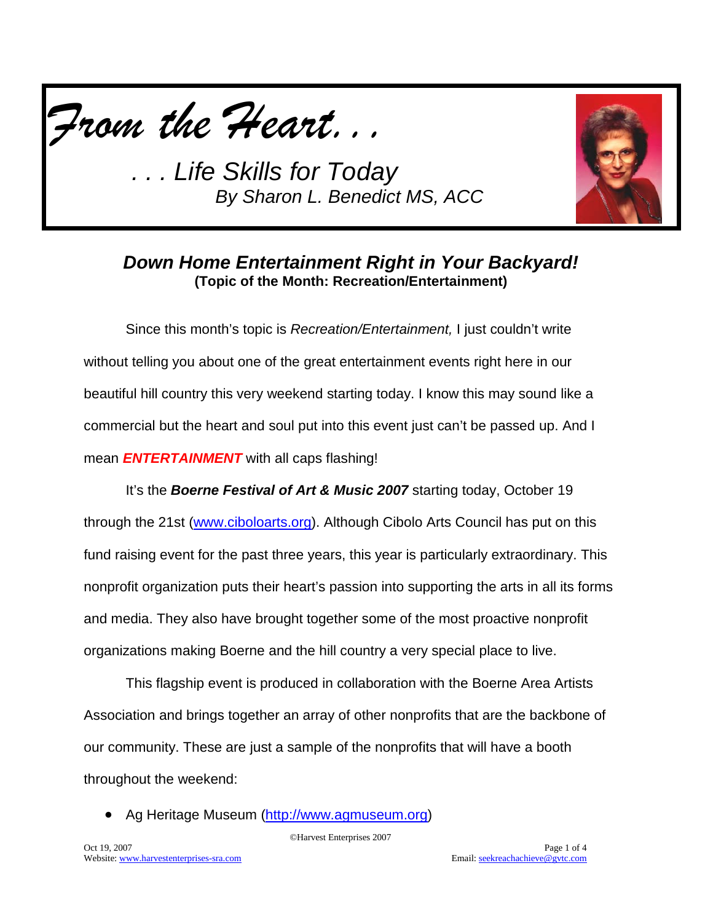# *From the Heart. . .*

*. . . Life Skills for Today*
*By Sharon L. Benedict MS, ACC*

## ***Down Home Entertainment Right in Your Backyard!***

**(Topic of the Month: Recreation/Entertainment)**

Since this month's topic is *Recreation/Entertainment,* I just couldn't write without telling you about one of the great entertainment events right here in our beautiful hill country this very weekend starting today. I know this may sound like a commercial but the heart and soul put into this event just can't be passed up. And I mean ***ENTERTAINMENT*** with all caps flashing!

It's the ***Boerne Festival of Art & Music 2007*** starting today, October 19 through the 21st (www.ciboloarts.org). Although Cibolo Arts Council has put on this fund raising event for the past three years, this year is particularly extraordinary. This nonprofit organization puts their heart's passion into supporting the arts in all its forms and media. They also have brought together some of the most proactive nonprofit organizations making Boerne and the hill country a very special place to live.

This flagship event is produced in collaboration with the Boerne Area Artists Association and brings together an array of other nonprofits that are the backbone of our community. These are just a sample of the nonprofits that will have a booth throughout the weekend:

- Ag Heritage Museum (http://www.agmuseum.org)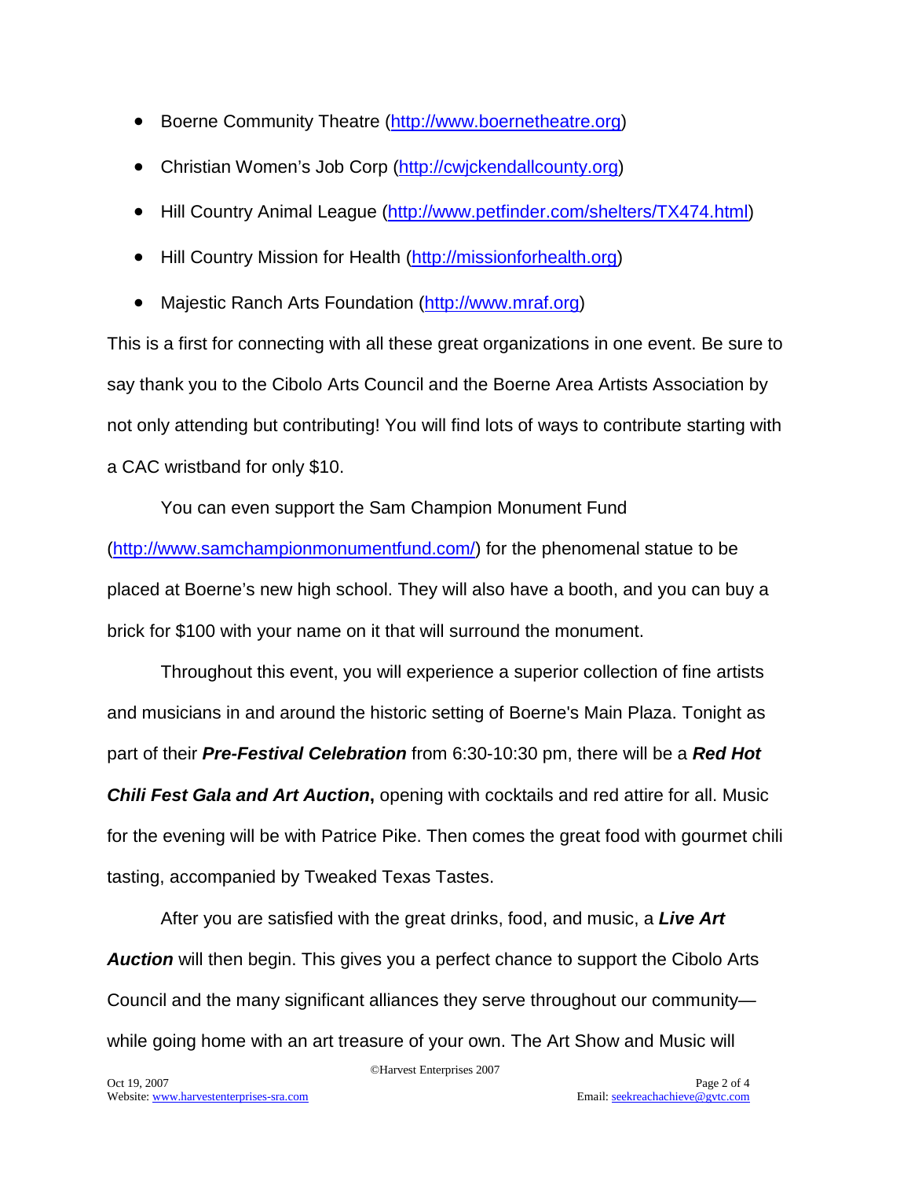- Boerne Community Theatre (http://www.boernetheatre.org)
- Christian Women's Job Corp (http://cwjckendallcounty.org)
- Hill Country Animal League (http://www.petfinder.com/shelters/TX474.html)
- Hill Country Mission for Health (http://missionforhealth.org)
- Majestic Ranch Arts Foundation (http://www.mraf.org)

This is a first for connecting with all these great organizations in one event. Be sure to say thank you to the Cibolo Arts Council and the Boerne Area Artists Association by not only attending but contributing! You will find lots of ways to contribute starting with a CAC wristband for only $10.

You can even support the Sam Champion Monument Fund (http://www.samchampionmonumentfund.com/) for the phenomenal statue to be placed at Boerne's new high school. They will also have a booth, and you can buy a brick for $100 with your name on it that will surround the monument.

Throughout this event, you will experience a superior collection of fine artists and musicians in and around the historic setting of Boerne's Main Plaza. Tonight as part of their ***Pre-Festival Celebration*** from 6:30-10:30 pm, there will be a ***Red Hot Chili Fest Gala and Art Auction*****,** opening with cocktails and red attire for all. Music for the evening will be with Patrice Pike. Then comes the great food with gourmet chili tasting, accompanied by Tweaked Texas Tastes.

After you are satisfied with the great drinks, food, and music, a ***Live Art Auction*** will then begin. This gives you a perfect chance to support the Cibolo Arts Council and the many significant alliances they serve throughout our community—while going home with an art treasure of your own. The Art Show and Music will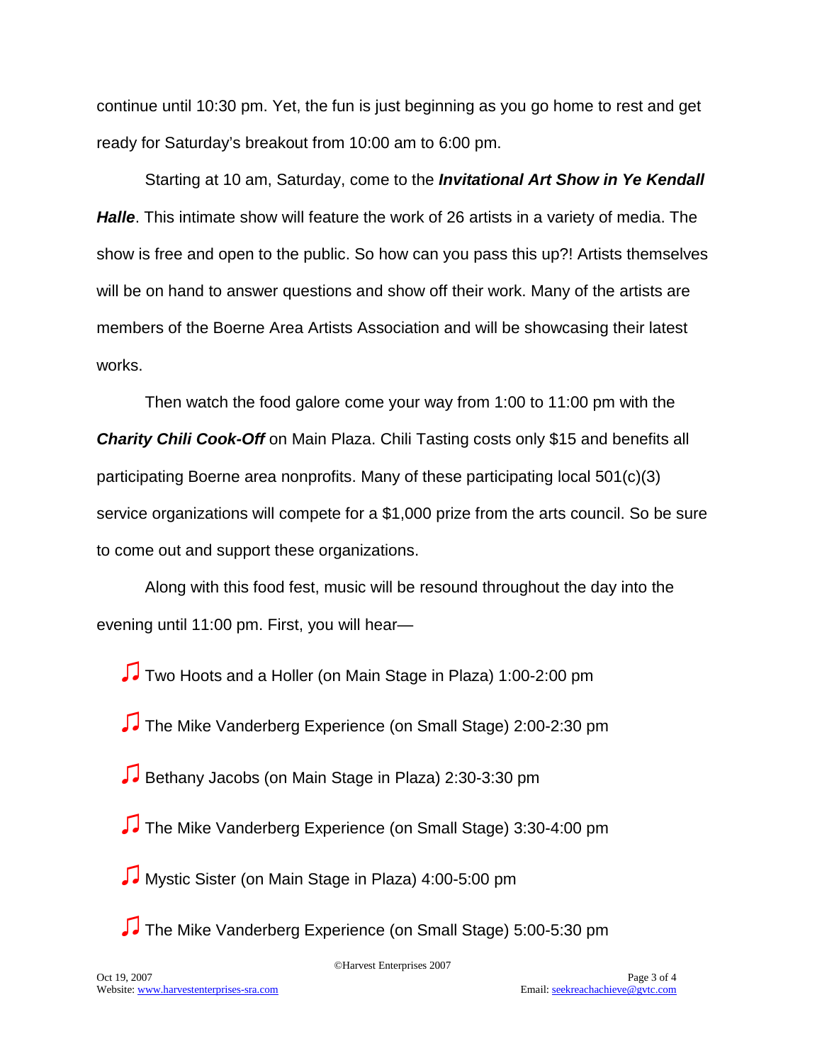continue until 10:30 pm. Yet, the fun is just beginning as you go home to rest and get ready for Saturday's breakout from 10:00 am to 6:00 pm.

Starting at 10 am, Saturday, come to the ***Invitational Art Show in Ye Kendall Halle***. This intimate show will feature the work of 26 artists in a variety of media. The show is free and open to the public. So how can you pass this up?! Artists themselves will be on hand to answer questions and show off their work. Many of the artists are members of the Boerne Area Artists Association and will be showcasing their latest works.

Then watch the food galore come your way from 1:00 to 11:00 pm with the ***Charity Chili Cook-Off*** on Main Plaza. Chili Tasting costs only $15 and benefits all participating Boerne area nonprofits. Many of these participating local 501(c)(3) service organizations will compete for a $1,000 prize from the arts council. So be sure to come out and support these organizations.

Along with this food fest, music will be resound throughout the day into the evening until 11:00 pm. First, you will hear—

- ♫ Two Hoots and a Holler (on Main Stage in Plaza) 1:00-2:00 pm
- ♫ The Mike Vanderberg Experience (on Small Stage) 2:00-2:30 pm
- ♫ Bethany Jacobs (on Main Stage in Plaza) 2:30-3:30 pm
- ♫ The Mike Vanderberg Experience (on Small Stage) 3:30-4:00 pm
- ♫ Mystic Sister (on Main Stage in Plaza) 4:00-5:00 pm
- ♫ The Mike Vanderberg Experience (on Small Stage) 5:00-5:30 pm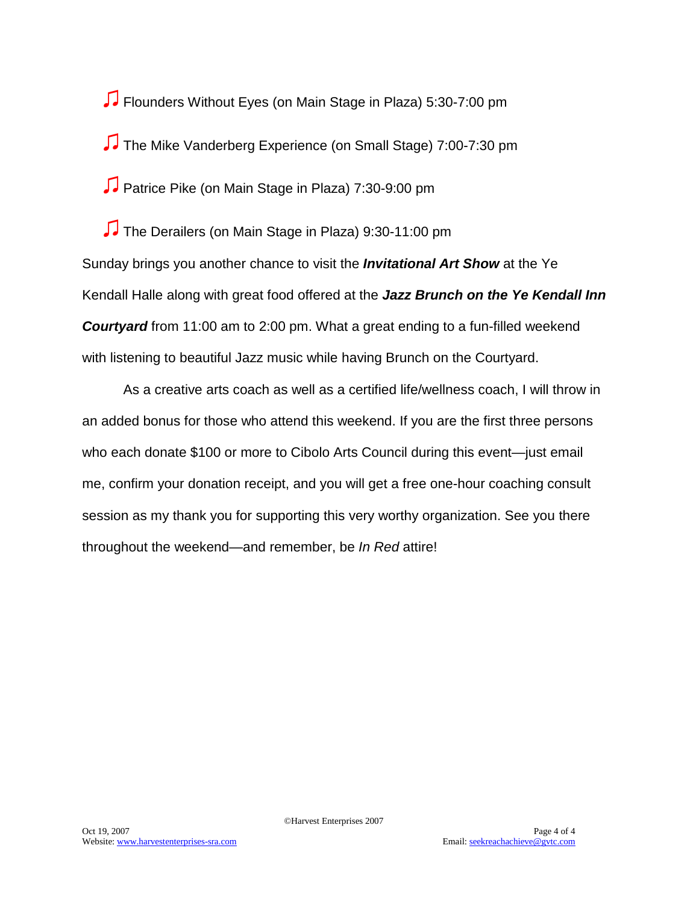♫ Flounders Without Eyes (on Main Stage in Plaza) 5:30-7:00 pm

♫ The Mike Vanderberg Experience (on Small Stage) 7:00-7:30 pm

♫ Patrice Pike (on Main Stage in Plaza) 7:30-9:00 pm

♫ The Derailers (on Main Stage in Plaza) 9:30-11:00 pm

Sunday brings you another chance to visit the ***Invitational Art Show*** at the Ye Kendall Halle along with great food offered at the ***Jazz Brunch on the Ye Kendall Inn Courtyard*** from 11:00 am to 2:00 pm. What a great ending to a fun-filled weekend with listening to beautiful Jazz music while having Brunch on the Courtyard.

As a creative arts coach as well as a certified life/wellness coach, I will throw in an added bonus for those who attend this weekend. If you are the first three persons who each donate $100 or more to Cibolo Arts Council during this event—just email me, confirm your donation receipt, and you will get a free one-hour coaching consult session as my thank you for supporting this very worthy organization. See you there throughout the weekend—and remember, be *In Red* attire!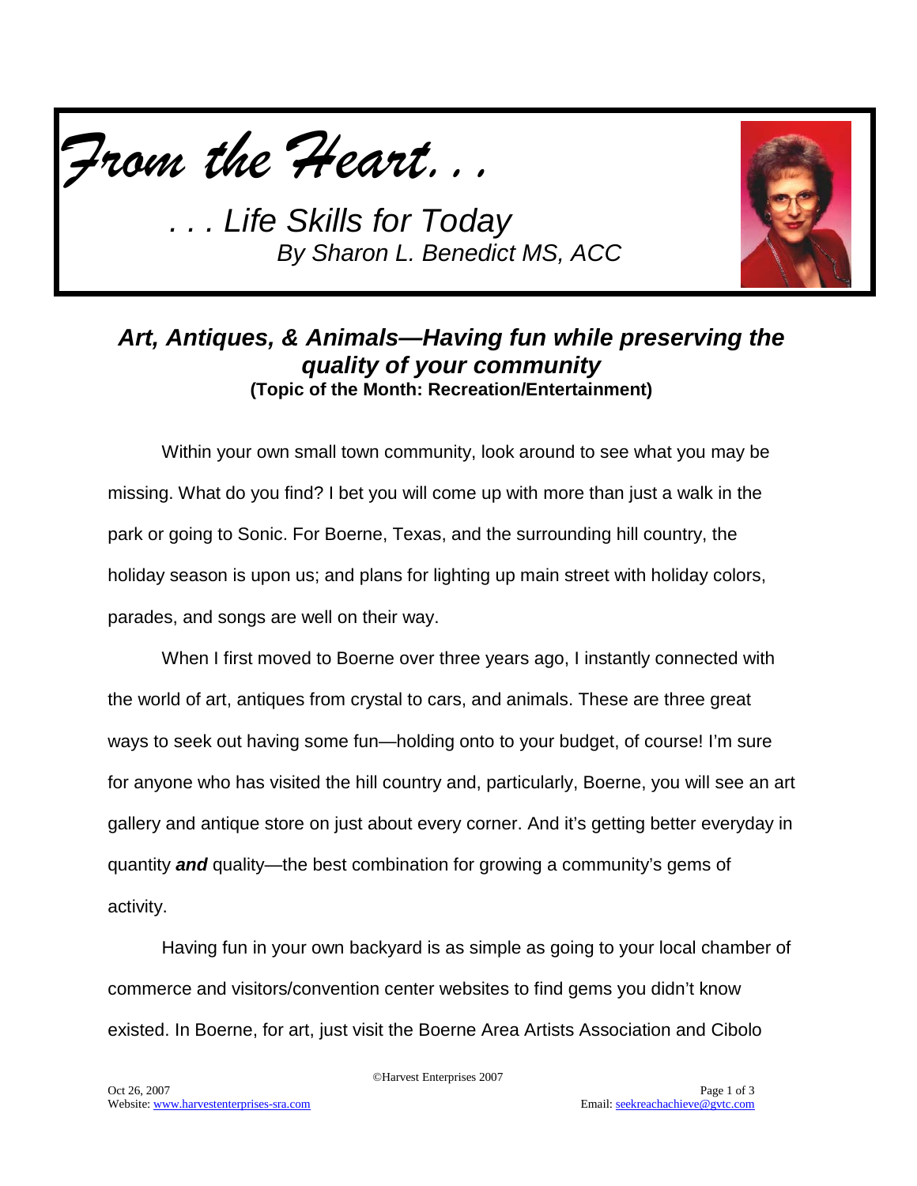*From the Heart. . .*

*. . . Life Skills for Today*
*By Sharon L. Benedict MS, ACC*

## *Art, Antiques, & Animals—Having fun while preserving the quality of your community*

**(Topic of the Month: Recreation/Entertainment)**

Within your own small town community, look around to see what you may be missing. What do you find? I bet you will come up with more than just a walk in the park or going to Sonic. For Boerne, Texas, and the surrounding hill country, the holiday season is upon us; and plans for lighting up main street with holiday colors, parades, and songs are well on their way.

When I first moved to Boerne over three years ago, I instantly connected with the world of art, antiques from crystal to cars, and animals. These are three great ways to seek out having some fun—holding onto to your budget, of course! I'm sure for anyone who has visited the hill country and, particularly, Boerne, you will see an art gallery and antique store on just about every corner. And it's getting better everyday in quantity ***and*** quality—the best combination for growing a community's gems of activity.

Having fun in your own backyard is as simple as going to your local chamber of commerce and visitors/convention center websites to find gems you didn't know existed. In Boerne, for art, just visit the Boerne Area Artists Association and Cibolo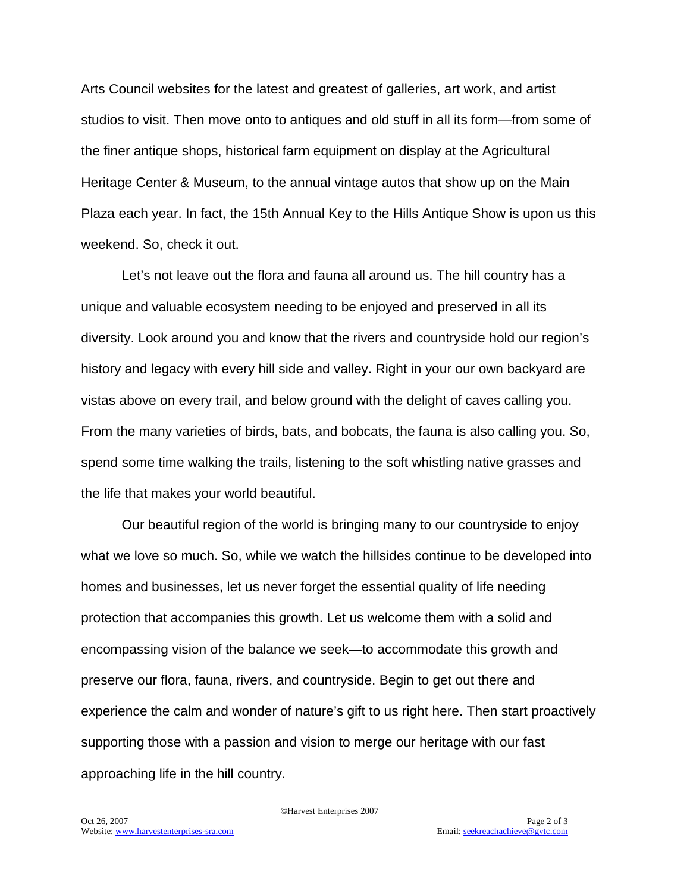Arts Council websites for the latest and greatest of galleries, art work, and artist studios to visit. Then move onto to antiques and old stuff in all its form—from some of the finer antique shops, historical farm equipment on display at the Agricultural Heritage Center & Museum, to the annual vintage autos that show up on the Main Plaza each year. In fact, the 15th Annual Key to the Hills Antique Show is upon us this weekend. So, check it out.

Let's not leave out the flora and fauna all around us. The hill country has a unique and valuable ecosystem needing to be enjoyed and preserved in all its diversity. Look around you and know that the rivers and countryside hold our region's history and legacy with every hill side and valley. Right in your our own backyard are vistas above on every trail, and below ground with the delight of caves calling you. From the many varieties of birds, bats, and bobcats, the fauna is also calling you. So, spend some time walking the trails, listening to the soft whistling native grasses and the life that makes your world beautiful.

Our beautiful region of the world is bringing many to our countryside to enjoy what we love so much. So, while we watch the hillsides continue to be developed into homes and businesses, let us never forget the essential quality of life needing protection that accompanies this growth. Let us welcome them with a solid and encompassing vision of the balance we seek—to accommodate this growth and preserve our flora, fauna, rivers, and countryside. Begin to get out there and experience the calm and wonder of nature's gift to us right here. Then start proactively supporting those with a passion and vision to merge our heritage with our fast approaching life in the hill country.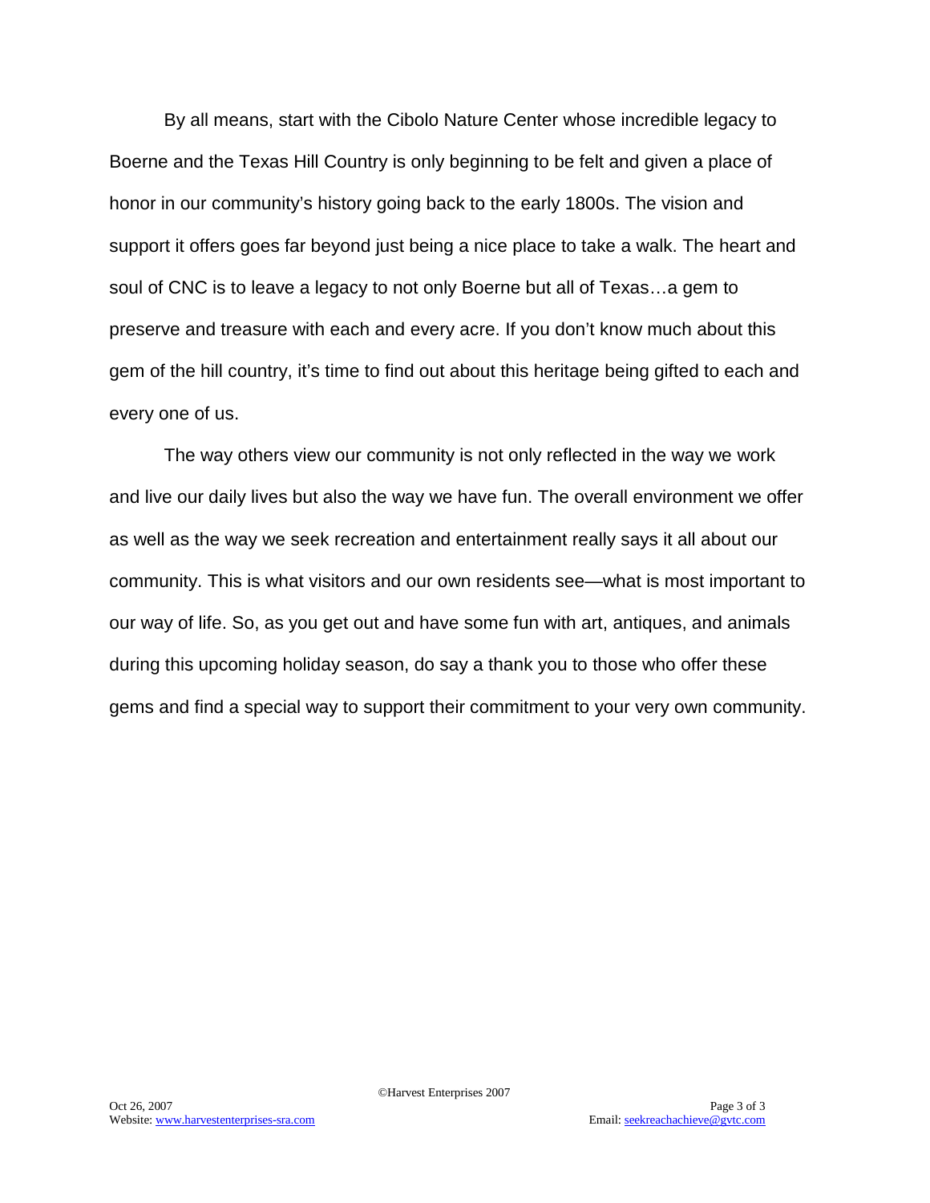By all means, start with the Cibolo Nature Center whose incredible legacy to Boerne and the Texas Hill Country is only beginning to be felt and given a place of honor in our community's history going back to the early 1800s. The vision and support it offers goes far beyond just being a nice place to take a walk. The heart and soul of CNC is to leave a legacy to not only Boerne but all of Texas…a gem to preserve and treasure with each and every acre. If you don't know much about this gem of the hill country, it's time to find out about this heritage being gifted to each and every one of us.

The way others view our community is not only reflected in the way we work and live our daily lives but also the way we have fun. The overall environment we offer as well as the way we seek recreation and entertainment really says it all about our community. This is what visitors and our own residents see—what is most important to our way of life. So, as you get out and have some fun with art, antiques, and animals during this upcoming holiday season, do say a thank you to those who offer these gems and find a special way to support their commitment to your very own community.